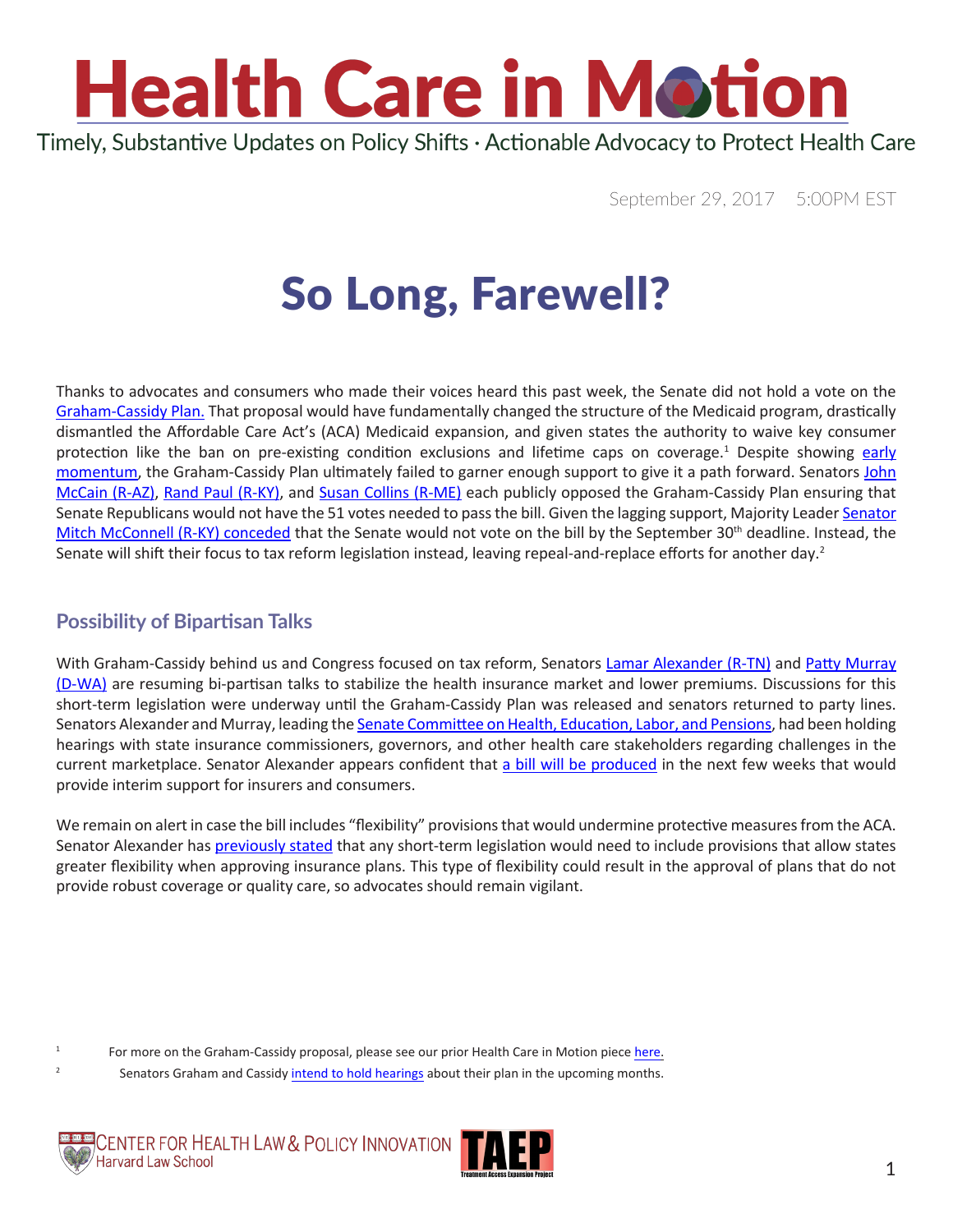# Health Care in Motion

Timely, Substantive Updates on Policy Shifts · Actionable Advocacy to Protect Health Care

September 29, 2017 5:00PM EST

## So Long, Farewell?

Thanks to advocates and consumers who made their voices heard this past week, the Senate did not hold a vote on the Graham-Cassidy Plan. That proposal would have fundamentally changed the structure of the Medicaid program, drastically dismantled the Affordable Care Act's (ACA) Medicaid expansion, and given states the authority to waive key consumer protection like the ban on pre-existing condition exclusions and lifetime caps on coverage.[1] Despite showing early momentum, the Graham-Cassidy Plan ultimately failed to garner enough support to give it a path forward. Senators John McCain (R-AZ), Rand Paul (R-KY), and Susan Collins (R-ME) each publicly opposed the Graham-Cassidy Plan ensuring that Senate Republicans would not have the 51 votes needed to pass the bill. Given the lagging support, Majority Leader Senator Mitch McConnell (R-KY) conceded that the Senate would not vote on the bill by the September 30th deadline. Instead, the Senate will shift their focus to tax reform legislation instead, leaving repeal-and-replace efforts for another day.[2]

### Possibility of Bipartisan Talks

With Graham-Cassidy behind us and Congress focused on tax reform, Senators Lamar Alexander (R-TN) and Patty Murray (D-WA) are resuming bi-partisan talks to stabilize the health insurance market and lower premiums. Discussions for this short-term legislation were underway until the Graham-Cassidy Plan was released and senators returned to party lines. Senators Alexander and Murray, leading the Senate Committee on Health, Education, Labor, and Pensions, had been holding hearings with state insurance commissioners, governors, and other health care stakeholders regarding challenges in the current marketplace. Senator Alexander appears confident that a bill will be produced in the next few weeks that would provide interim support for insurers and consumers.

We remain on alert in case the bill includes "flexibility" provisions that would undermine protective measures from the ACA. Senator Alexander has previously stated that any short-term legislation would need to include provisions that allow states greater flexibility when approving insurance plans. This type of flexibility could result in the approval of plans that do not provide robust coverage or quality care, so advocates should remain vigilant.

[1] For more on the Graham-Cassidy proposal, please see our prior Health Care in Motion piece here.

[2] Senators Graham and Cassidy intend to hold hearings about their plan in the upcoming months.

Center for Health Law & Policy Innovation, Harvard Law School — TAEP Treatment Access Expansion Project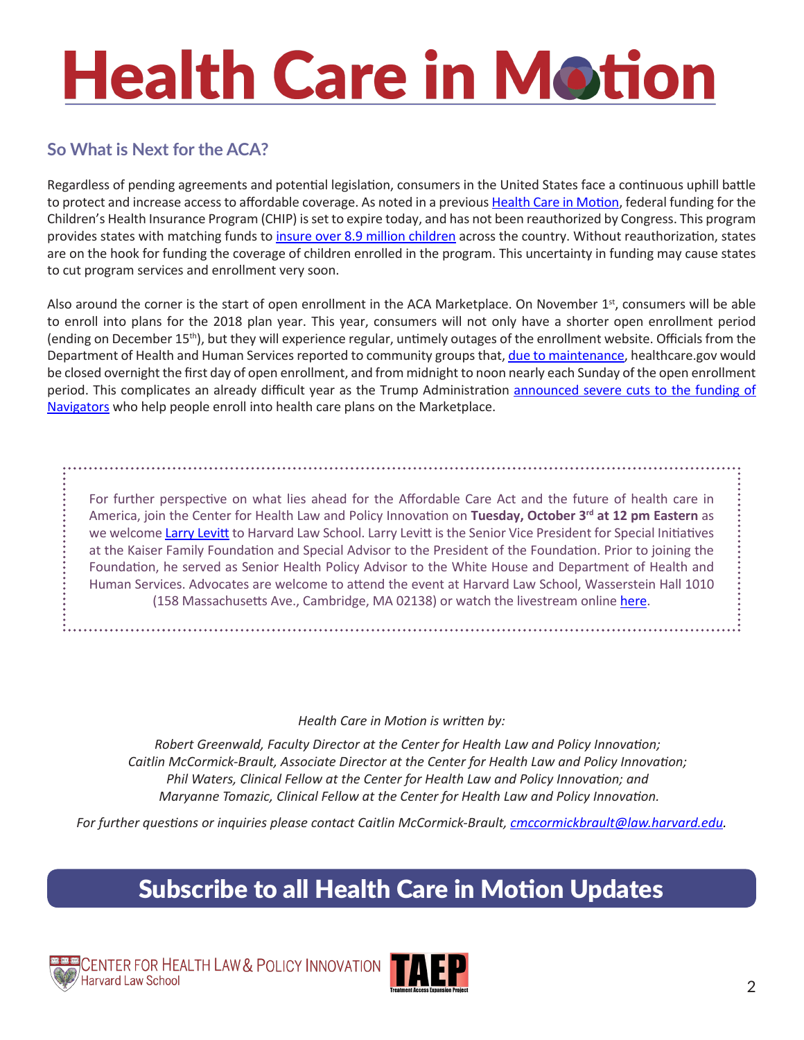# Health Care in Motion

## So What is Next for the ACA?

Regardless of pending agreements and potential legislation, consumers in the United States face a continuous uphill battle to protect and increase access to affordable coverage. As noted in a previous Health Care in Motion, federal funding for the Children's Health Insurance Program (CHIP) is set to expire today, and has not been reauthorized by Congress. This program provides states with matching funds to insure over 8.9 million children across the country. Without reauthorization, states are on the hook for funding the coverage of children enrolled in the program. This uncertainty in funding may cause states to cut program services and enrollment very soon.

Also around the corner is the start of open enrollment in the ACA Marketplace. On November 1st, consumers will be able to enroll into plans for the 2018 plan year. This year, consumers will not only have a shorter open enrollment period (ending on December 15th), but they will experience regular, untimely outages of the enrollment website. Officials from the Department of Health and Human Services reported to community groups that, due to maintenance, healthcare.gov would be closed overnight the first day of open enrollment, and from midnight to noon nearly each Sunday of the open enrollment period. This complicates an already difficult year as the Trump Administration announced severe cuts to the funding of Navigators who help people enroll into health care plans on the Marketplace.

For further perspective on what lies ahead for the Affordable Care Act and the future of health care in America, join the Center for Health Law and Policy Innovation on **Tuesday, October 3rd at 12 pm Eastern** as we welcome Larry Levitt to Harvard Law School. Larry Levitt is the Senior Vice President for Special Initiatives at the Kaiser Family Foundation and Special Advisor to the President of the Foundation. Prior to joining the Foundation, he served as Senior Health Policy Advisor to the White House and Department of Health and Human Services. Advocates are welcome to attend the event at Harvard Law School, Wasserstein Hall 1010 (158 Massachusetts Ave., Cambridge, MA 02138) or watch the livestream online here.

*Health Care in Motion is written by:*

*Robert Greenwald, Faculty Director at the Center for Health Law and Policy Innovation;*
*Caitlin McCormick-Brault, Associate Director at the Center for Health Law and Policy Innovation;*
*Phil Waters, Clinical Fellow at the Center for Health Law and Policy Innovation; and*
*Maryanne Tomazic, Clinical Fellow at the Center for Health Law and Policy Innovation.*

*For further questions or inquiries please contact Caitlin McCormick-Brault, cmccormickbrault@law.harvard.edu.*

**Subscribe to all Health Care in Motion Updates**

Center for Health Law & Policy Innovation, Harvard Law School

TAEP Treatment Access Expansion Project